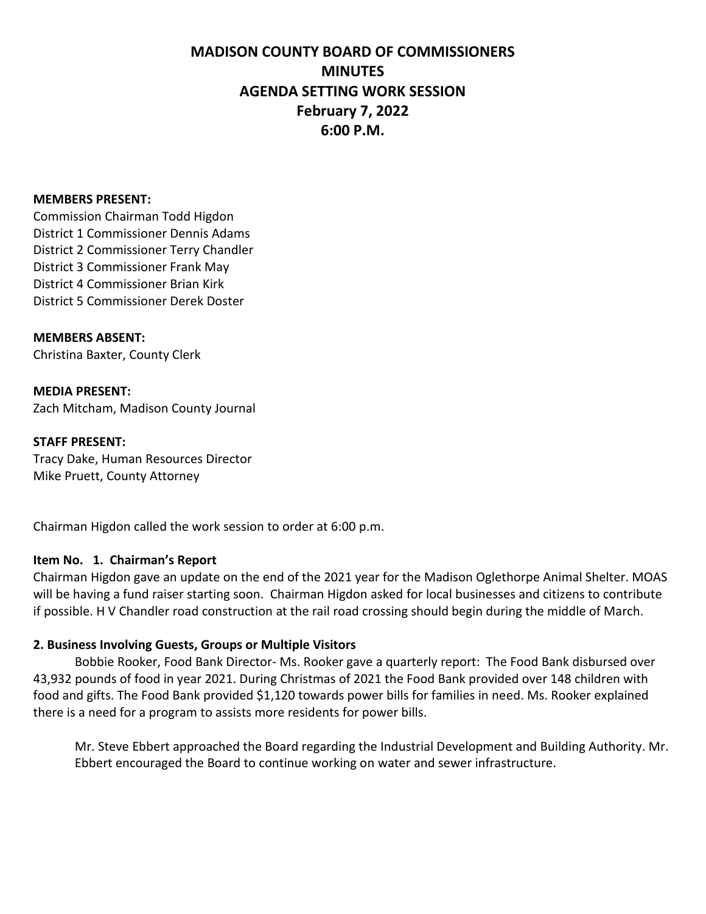# MADISON COUNTY BOARD OF COMMISSIONERS
## MINUTES
## AGENDA SETTING WORK SESSION
## February 7, 2022
## 6:00 P.M.

**MEMBERS PRESENT:**
Commission Chairman Todd Higdon
District 1 Commissioner Dennis Adams
District 2 Commissioner Terry Chandler
District 3 Commissioner Frank May
District 4 Commissioner Brian Kirk
District 5 Commissioner Derek Doster

**MEMBERS ABSENT:**
Christina Baxter, County Clerk

**MEDIA PRESENT:**
Zach Mitcham, Madison County Journal

**STAFF PRESENT:**
Tracy Dake, Human Resources Director
Mike Pruett, County Attorney

Chairman Higdon called the work session to order at 6:00 p.m.

**Item No. 1. Chairman's Report**

Chairman Higdon gave an update on the end of the 2021 year for the Madison Oglethorpe Animal Shelter. MOAS will be having a fund raiser starting soon. Chairman Higdon asked for local businesses and citizens to contribute if possible. H V Chandler road construction at the rail road crossing should begin during the middle of March.

**2. Business Involving Guests, Groups or Multiple Visitors**

Bobbie Rooker, Food Bank Director- Ms. Rooker gave a quarterly report: The Food Bank disbursed over 43,932 pounds of food in year 2021. During Christmas of 2021 the Food Bank provided over 148 children with food and gifts. The Food Bank provided $1,120 towards power bills for families in need. Ms. Rooker explained there is a need for a program to assists more residents for power bills.

Mr. Steve Ebbert approached the Board regarding the Industrial Development and Building Authority. Mr. Ebbert encouraged the Board to continue working on water and sewer infrastructure.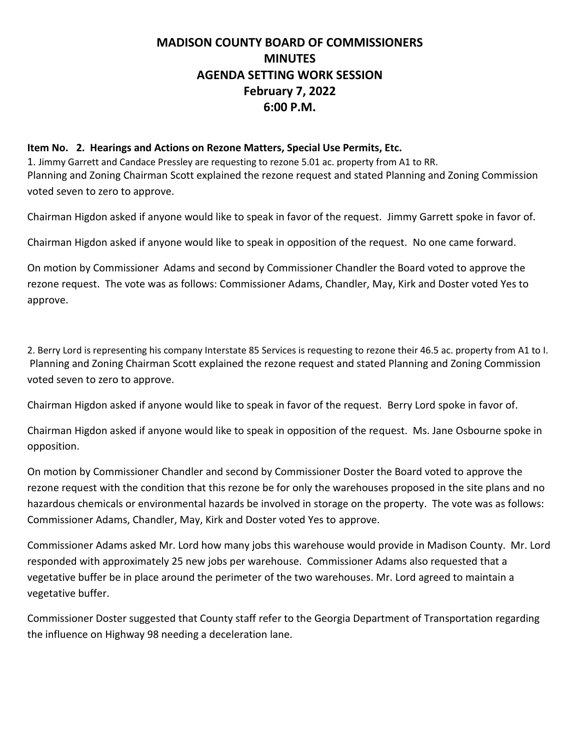# MADISON COUNTY BOARD OF COMMISSIONERS MINUTES AGENDA SETTING WORK SESSION February 7, 2022 6:00 P.M.

**Item No. 2. Hearings and Actions on Rezone Matters, Special Use Permits, Etc.**

1. Jimmy Garrett and Candace Pressley are requesting to rezone 5.01 ac. property from A1 to RR.

Planning and Zoning Chairman Scott explained the rezone request and stated Planning and Zoning Commission voted seven to zero to approve.

Chairman Higdon asked if anyone would like to speak in favor of the request. Jimmy Garrett spoke in favor of.

Chairman Higdon asked if anyone would like to speak in opposition of the request. No one came forward.

On motion by Commissioner Adams and second by Commissioner Chandler the Board voted to approve the rezone request. The vote was as follows: Commissioner Adams, Chandler, May, Kirk and Doster voted Yes to approve.

2. Berry Lord is representing his company Interstate 85 Services is requesting to rezone their 46.5 ac. property from A1 to I.

Planning and Zoning Chairman Scott explained the rezone request and stated Planning and Zoning Commission voted seven to zero to approve.

Chairman Higdon asked if anyone would like to speak in favor of the request. Berry Lord spoke in favor of.

Chairman Higdon asked if anyone would like to speak in opposition of the request. Ms. Jane Osbourne spoke in opposition.

On motion by Commissioner Chandler and second by Commissioner Doster the Board voted to approve the rezone request with the condition that this rezone be for only the warehouses proposed in the site plans and no hazardous chemicals or environmental hazards be involved in storage on the property. The vote was as follows: Commissioner Adams, Chandler, May, Kirk and Doster voted Yes to approve.

Commissioner Adams asked Mr. Lord how many jobs this warehouse would provide in Madison County. Mr. Lord responded with approximately 25 new jobs per warehouse. Commissioner Adams also requested that a vegetative buffer be in place around the perimeter of the two warehouses. Mr. Lord agreed to maintain a vegetative buffer.

Commissioner Doster suggested that County staff refer to the Georgia Department of Transportation regarding the influence on Highway 98 needing a deceleration lane.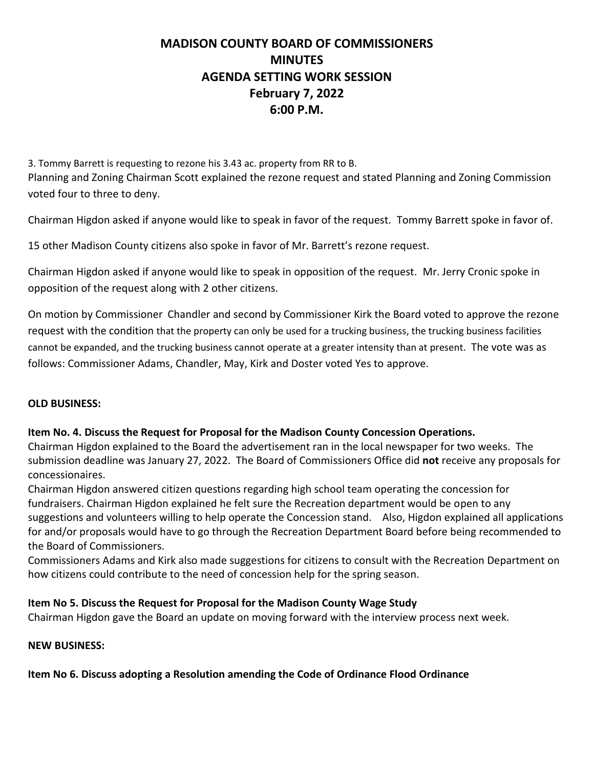# MADISON COUNTY BOARD OF COMMISSIONERS
# MINUTES
# AGENDA SETTING WORK SESSION
# February 7, 2022
# 6:00 P.M.

3. Tommy Barrett is requesting to rezone his 3.43 ac. property from RR to B.
Planning and Zoning Chairman Scott explained the rezone request and stated Planning and Zoning Commission voted four to three to deny.

Chairman Higdon asked if anyone would like to speak in favor of the request. Tommy Barrett spoke in favor of.

15 other Madison County citizens also spoke in favor of Mr. Barrett's rezone request.

Chairman Higdon asked if anyone would like to speak in opposition of the request. Mr. Jerry Cronic spoke in opposition of the request along with 2 other citizens.

On motion by Commissioner Chandler and second by Commissioner Kirk the Board voted to approve the rezone request with the condition that the property can only be used for a trucking business, the trucking business facilities cannot be expanded, and the trucking business cannot operate at a greater intensity than at present. The vote was as follows: Commissioner Adams, Chandler, May, Kirk and Doster voted Yes to approve.

**OLD BUSINESS:**

**Item No. 4. Discuss the Request for Proposal for the Madison County Concession Operations.**
Chairman Higdon explained to the Board the advertisement ran in the local newspaper for two weeks. The submission deadline was January 27, 2022. The Board of Commissioners Office did **not** receive any proposals for concessionaires.
Chairman Higdon answered citizen questions regarding high school team operating the concession for fundraisers. Chairman Higdon explained he felt sure the Recreation department would be open to any suggestions and volunteers willing to help operate the Concession stand. Also, Higdon explained all applications for and/or proposals would have to go through the Recreation Department Board before being recommended to the Board of Commissioners.
Commissioners Adams and Kirk also made suggestions for citizens to consult with the Recreation Department on how citizens could contribute to the need of concession help for the spring season.

**Item No 5. Discuss the Request for Proposal for the Madison County Wage Study**
Chairman Higdon gave the Board an update on moving forward with the interview process next week.

**NEW BUSINESS:**

**Item No 6. Discuss adopting a Resolution amending the Code of Ordinance Flood Ordinance**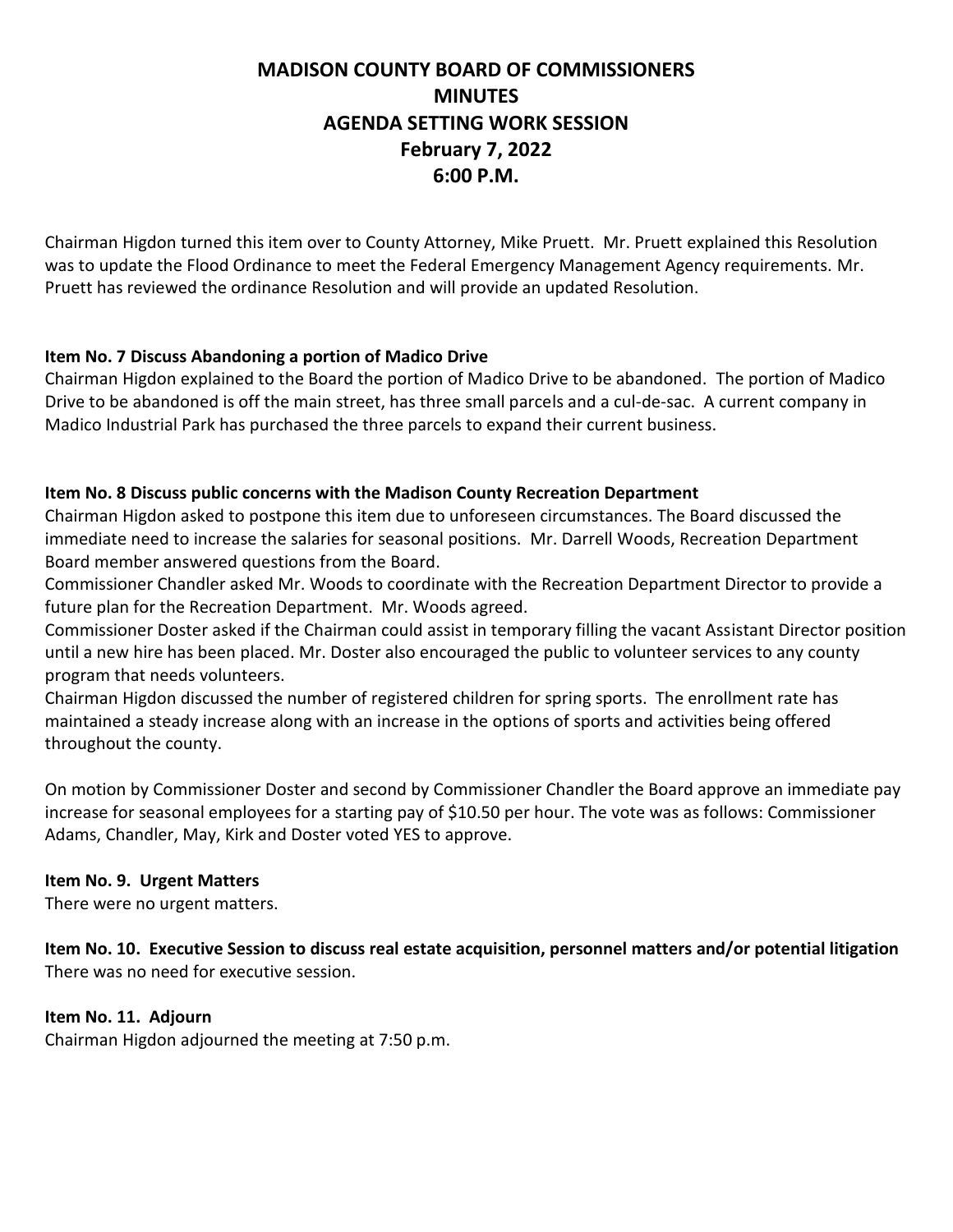# MADISON COUNTY BOARD OF COMMISSIONERS
# MINUTES
# AGENDA SETTING WORK SESSION
# February 7, 2022
# 6:00 P.M.

Chairman Higdon turned this item over to County Attorney, Mike Pruett. Mr. Pruett explained this Resolution was to update the Flood Ordinance to meet the Federal Emergency Management Agency requirements. Mr. Pruett has reviewed the ordinance Resolution and will provide an updated Resolution.

**Item No. 7 Discuss Abandoning a portion of Madico Drive**

Chairman Higdon explained to the Board the portion of Madico Drive to be abandoned. The portion of Madico Drive to be abandoned is off the main street, has three small parcels and a cul-de-sac. A current company in Madico Industrial Park has purchased the three parcels to expand their current business.

**Item No. 8 Discuss public concerns with the Madison County Recreation Department**

Chairman Higdon asked to postpone this item due to unforeseen circumstances. The Board discussed the immediate need to increase the salaries for seasonal positions. Mr. Darrell Woods, Recreation Department Board member answered questions from the Board.

Commissioner Chandler asked Mr. Woods to coordinate with the Recreation Department Director to provide a future plan for the Recreation Department. Mr. Woods agreed.

Commissioner Doster asked if the Chairman could assist in temporary filling the vacant Assistant Director position until a new hire has been placed. Mr. Doster also encouraged the public to volunteer services to any county program that needs volunteers.

Chairman Higdon discussed the number of registered children for spring sports. The enrollment rate has maintained a steady increase along with an increase in the options of sports and activities being offered throughout the county.

On motion by Commissioner Doster and second by Commissioner Chandler the Board approve an immediate pay increase for seasonal employees for a starting pay of $10.50 per hour. The vote was as follows: Commissioner Adams, Chandler, May, Kirk and Doster voted YES to approve.

**Item No. 9. Urgent Matters**

There were no urgent matters.

**Item No. 10. Executive Session to discuss real estate acquisition, personnel matters and/or potential litigation**

There was no need for executive session.

**Item No. 11. Adjourn**

Chairman Higdon adjourned the meeting at 7:50 p.m.